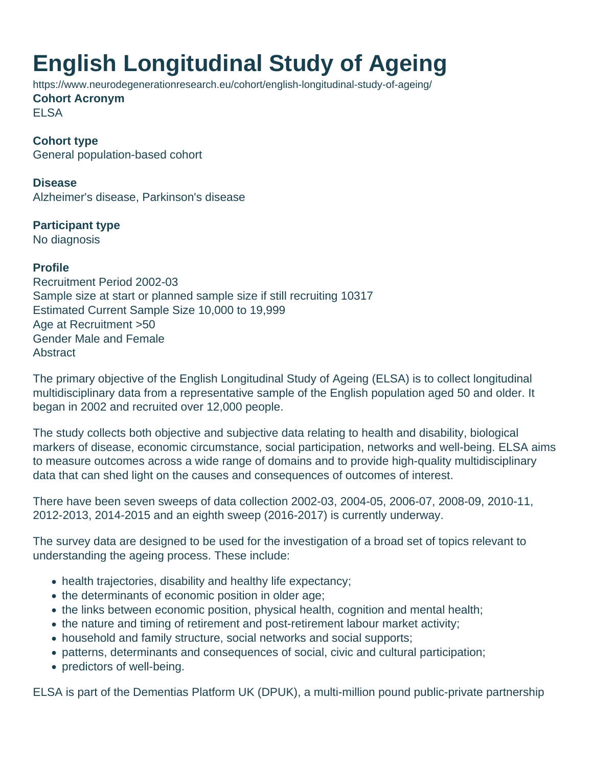# English Longitudinal Study of Ageing

https://www.neurodegenerationresearch.eu/cohort/english-longitudinal-study-of-ageing/

**Cohort Acronym**

ELSA

**Cohort type**

General population-based cohort

**Disease**

Alzheimer's disease, Parkinson's disease

**Participant type**

No diagnosis

**Profile**

Recruitment Period 2002-03
Sample size at start or planned sample size if still recruiting 10317
Estimated Current Sample Size 10,000 to 19,999
Age at Recruitment >50
Gender Male and Female
Abstract

The primary objective of the English Longitudinal Study of Ageing (ELSA) is to collect longitudinal multidisciplinary data from a representative sample of the English population aged 50 and older. It began in 2002 and recruited over 12,000 people.

The study collects both objective and subjective data relating to health and disability, biological markers of disease, economic circumstance, social participation, networks and well-being. ELSA aims to measure outcomes across a wide range of domains and to provide high-quality multidisciplinary data that can shed light on the causes and consequences of outcomes of interest.

There have been seven sweeps of data collection 2002-03, 2004-05, 2006-07, 2008-09, 2010-11, 2012-2013, 2014-2015 and an eighth sweep (2016-2017) is currently underway.

The survey data are designed to be used for the investigation of a broad set of topics relevant to understanding the ageing process. These include:

- health trajectories, disability and healthy life expectancy;
- the determinants of economic position in older age;
- the links between economic position, physical health, cognition and mental health;
- the nature and timing of retirement and post-retirement labour market activity;
- household and family structure, social networks and social supports;
- patterns, determinants and consequences of social, civic and cultural participation;
- predictors of well-being.

ELSA is part of the Dementias Platform UK (DPUK), a multi-million pound public-private partnership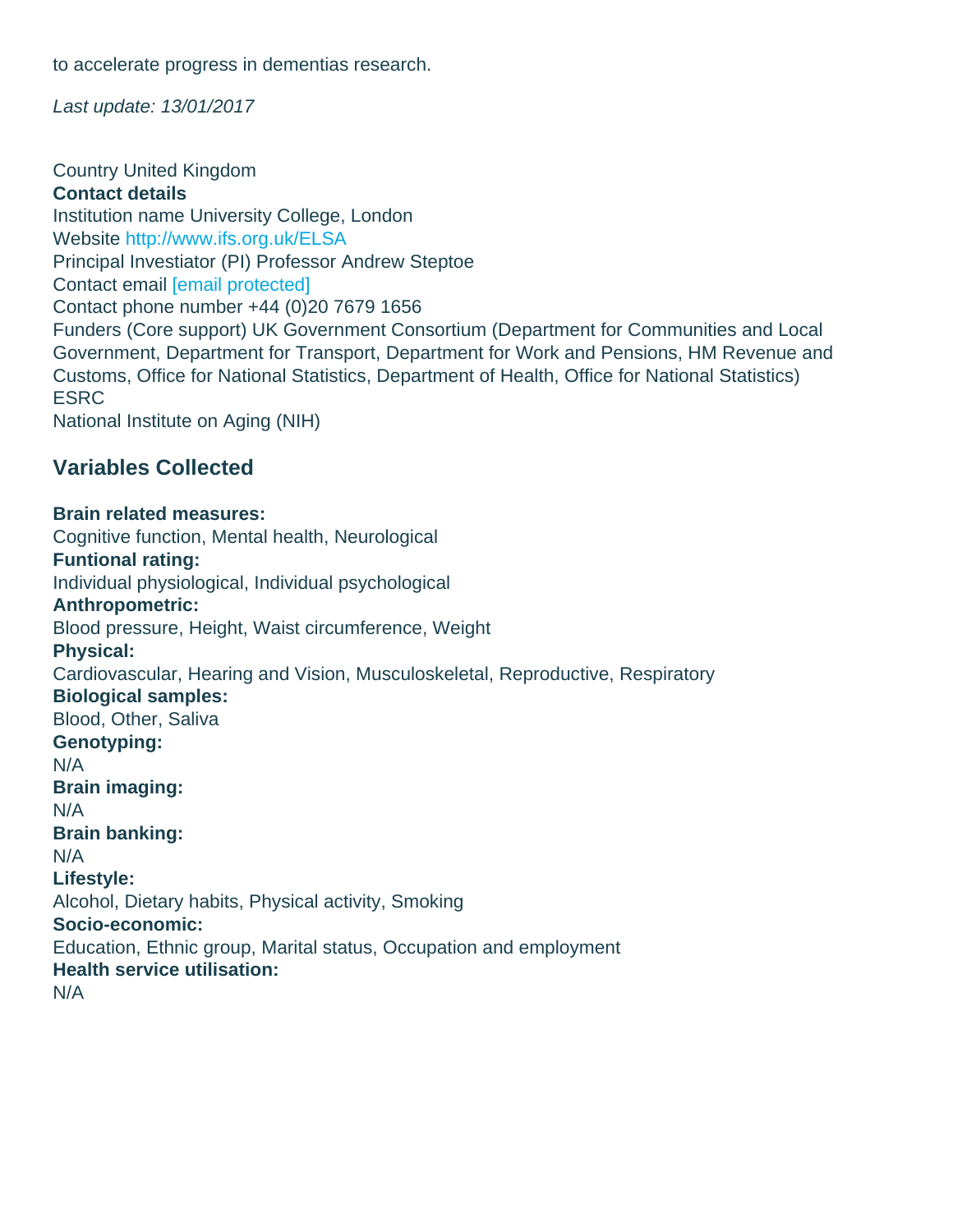to accelerate progress in dementias research.

*Last update: 13/01/2017*

Country United Kingdom
**Contact details**
Institution name University College, London
Website http://www.ifs.org.uk/ELSA
Principal Investiator (PI) Professor Andrew Steptoe
Contact email [email protected]
Contact phone number +44 (0)20 7679 1656
Funders (Core support) UK Government Consortium (Department for Communities and Local Government, Department for Transport, Department for Work and Pensions, HM Revenue and Customs, Office for National Statistics, Department of Health, Office for National Statistics)
ESRC
National Institute on Aging (NIH)

## Variables Collected

**Brain related measures:**
Cognitive function, Mental health, Neurological
**Funtional rating:**
Individual physiological, Individual psychological
**Anthropometric:**
Blood pressure, Height, Waist circumference, Weight
**Physical:**
Cardiovascular, Hearing and Vision, Musculoskeletal, Reproductive, Respiratory
**Biological samples:**
Blood, Other, Saliva
**Genotyping:**
N/A
**Brain imaging:**
N/A
**Brain banking:**
N/A
**Lifestyle:**
Alcohol, Dietary habits, Physical activity, Smoking
**Socio-economic:**
Education, Ethnic group, Marital status, Occupation and employment
**Health service utilisation:**
N/A